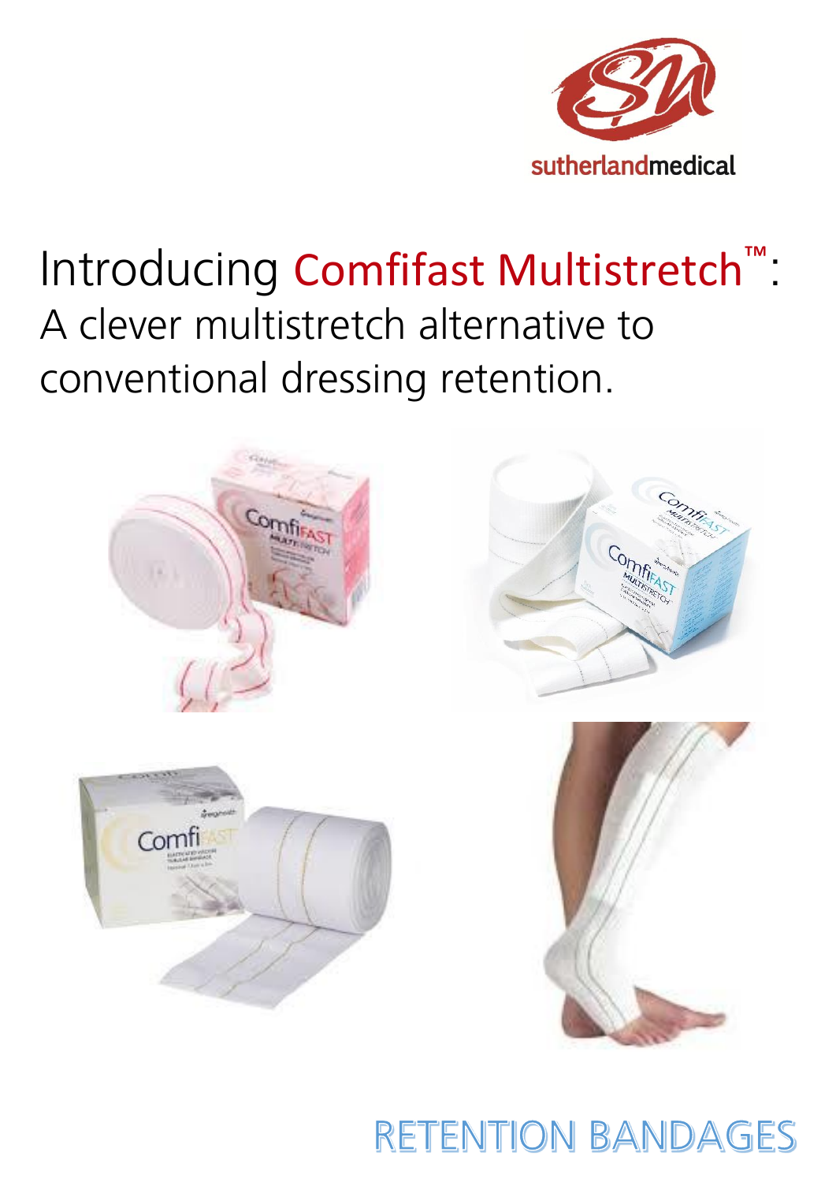sutherlandmedical

# Introducing Comfifast Multistretch™: A clever multistretch alternative to conventional dressing retention.

RETENTION BANDAGES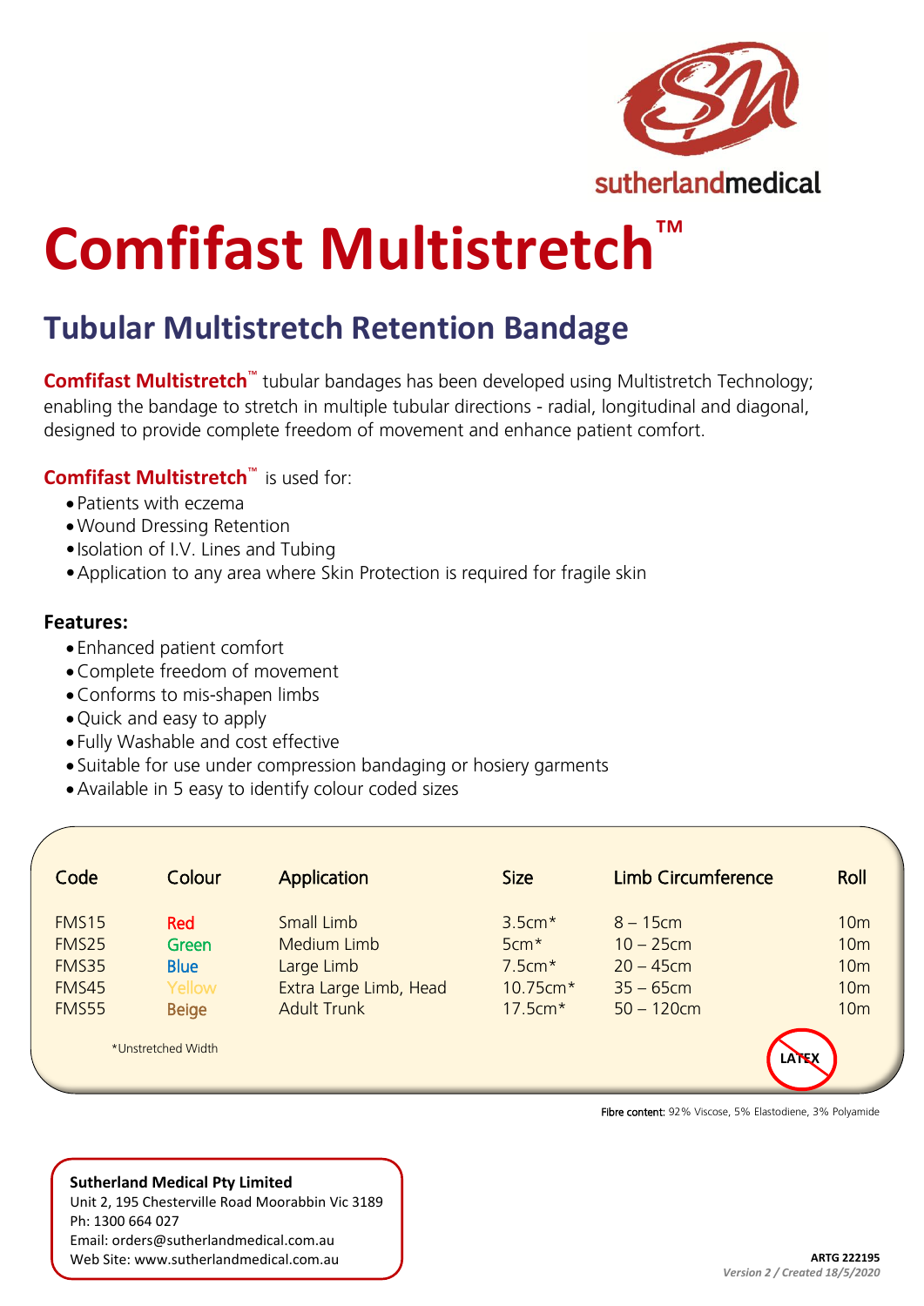sutherlandmedical

# Comfifast Multistretch™

## Tubular Multistretch Retention Bandage

**Comfifast Multistretch™** tubular bandages has been developed using Multistretch Technology; enabling the bandage to stretch in multiple tubular directions - radial, longitudinal and diagonal, designed to provide complete freedom of movement and enhance patient comfort.

**Comfifast Multistretch™** is used for:

- Patients with eczema
- Wound Dressing Retention
- Isolation of I.V. Lines and Tubing
- Application to any area where Skin Protection is required for fragile skin

**Features:**

- Enhanced patient comfort
- Complete freedom of movement
- Conforms to mis-shapen limbs
- Quick and easy to apply
- Fully Washable and cost effective
- Suitable for use under compression bandaging or hosiery garments
- Available in 5 easy to identify colour coded sizes

| Code | Colour | Application | Size | Limb Circumference | Roll |
|---|---|---|---|---|---|
| FMS15 | Red | Small Limb | 3.5cm* | 8 – 15cm | 10m |
| FMS25 | Green | Medium Limb | 5cm* | 10 – 25cm | 10m |
| FMS35 | Blue | Large Limb | 7.5cm* | 20 – 45cm | 10m |
| FMS45 | Yellow | Extra Large Limb, Head | 10.75cm* | 35 – 65cm | 10m |
| FMS55 | Beige | Adult Trunk | 17.5cm* | 50 – 120cm | 10m |

*Unstretched Width

LATEX

Fibre content: 92% Viscose, 5% Elastodiene, 3% Polyamide

**Sutherland Medical Pty Limited**
Unit 2, 195 Chesterville Road Moorabbin Vic 3189
Ph: 1300 664 027
Email: orders@sutherlandmedical.com.au
Web Site: www.sutherlandmedical.com.au

**ARTG 222195**
*Version 2 / Created 18/5/2020*